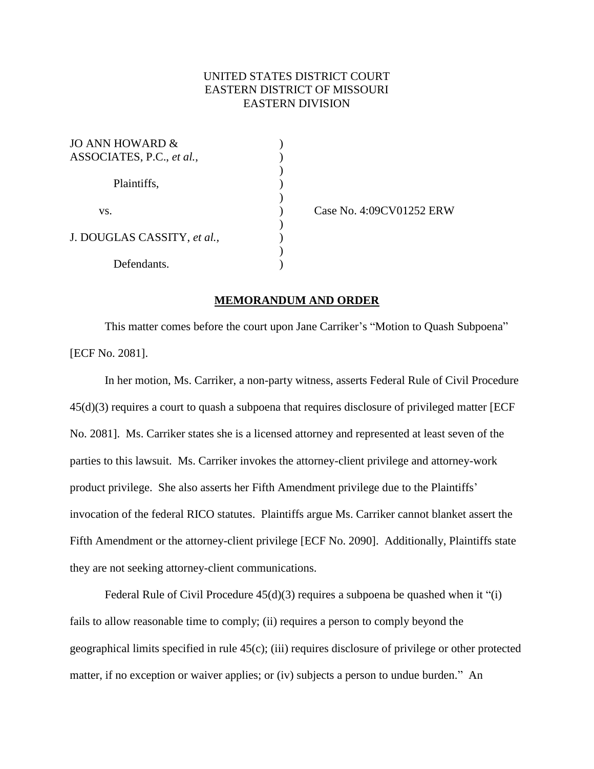UNITED STATES DISTRICT COURT
EASTERN DISTRICT OF MISSOURI
EASTERN DIVISION

| | | |
|---|---|---|
| JO ANN HOWARD & ASSOCIATES, P.C., *et al.*, | ) | |
| Plaintiffs, | ) | |
| vs. | ) | Case No. 4:09CV01252 ERW |
| J. DOUGLAS CASSITY, *et al.*, | ) | |
| Defendants. | ) | |

**MEMORANDUM AND ORDER**

This matter comes before the court upon Jane Carriker's "Motion to Quash Subpoena" [ECF No. 2081].

In her motion, Ms. Carriker, a non-party witness, asserts Federal Rule of Civil Procedure 45(d)(3) requires a court to quash a subpoena that requires disclosure of privileged matter [ECF No. 2081]. Ms. Carriker states she is a licensed attorney and represented at least seven of the parties to this lawsuit. Ms. Carriker invokes the attorney-client privilege and attorney-work product privilege. She also asserts her Fifth Amendment privilege due to the Plaintiffs' invocation of the federal RICO statutes. Plaintiffs argue Ms. Carriker cannot blanket assert the Fifth Amendment or the attorney-client privilege [ECF No. 2090]. Additionally, Plaintiffs state they are not seeking attorney-client communications.

Federal Rule of Civil Procedure 45(d)(3) requires a subpoena be quashed when it "(i) fails to allow reasonable time to comply; (ii) requires a person to comply beyond the geographical limits specified in rule 45(c); (iii) requires disclosure of privilege or other protected matter, if no exception or waiver applies; or (iv) subjects a person to undue burden." An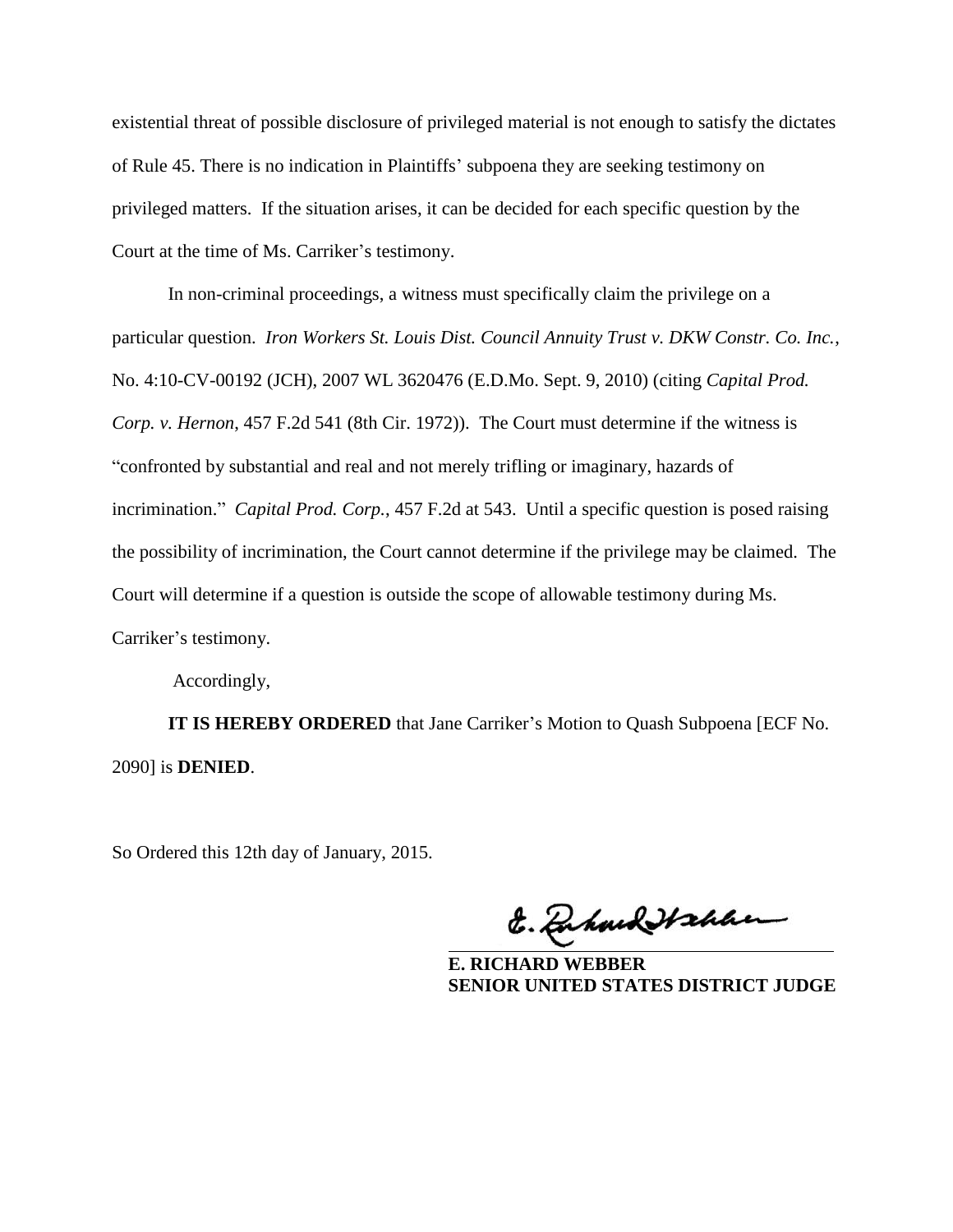existential threat of possible disclosure of privileged material is not enough to satisfy the dictates of Rule 45. There is no indication in Plaintiffs' subpoena they are seeking testimony on privileged matters. If the situation arises, it can be decided for each specific question by the Court at the time of Ms. Carriker's testimony.

In non-criminal proceedings, a witness must specifically claim the privilege on a particular question. *Iron Workers St. Louis Dist. Council Annuity Trust v. DKW Constr. Co. Inc.*, No. 4:10-CV-00192 (JCH), 2007 WL 3620476 (E.D.Mo. Sept. 9, 2010) (citing *Capital Prod. Corp. v. Hernon*, 457 F.2d 541 (8th Cir. 1972)). The Court must determine if the witness is "confronted by substantial and real and not merely trifling or imaginary, hazards of incrimination." *Capital Prod. Corp.*, 457 F.2d at 543. Until a specific question is posed raising the possibility of incrimination, the Court cannot determine if the privilege may be claimed. The Court will determine if a question is outside the scope of allowable testimony during Ms. Carriker's testimony.

Accordingly,

**IT IS HEREBY ORDERED** that Jane Carriker's Motion to Quash Subpoena [ECF No. 2090] is **DENIED**.

So Ordered this 12th day of January, 2015.

**E. RICHARD WEBBER**
**SENIOR UNITED STATES DISTRICT JUDGE**